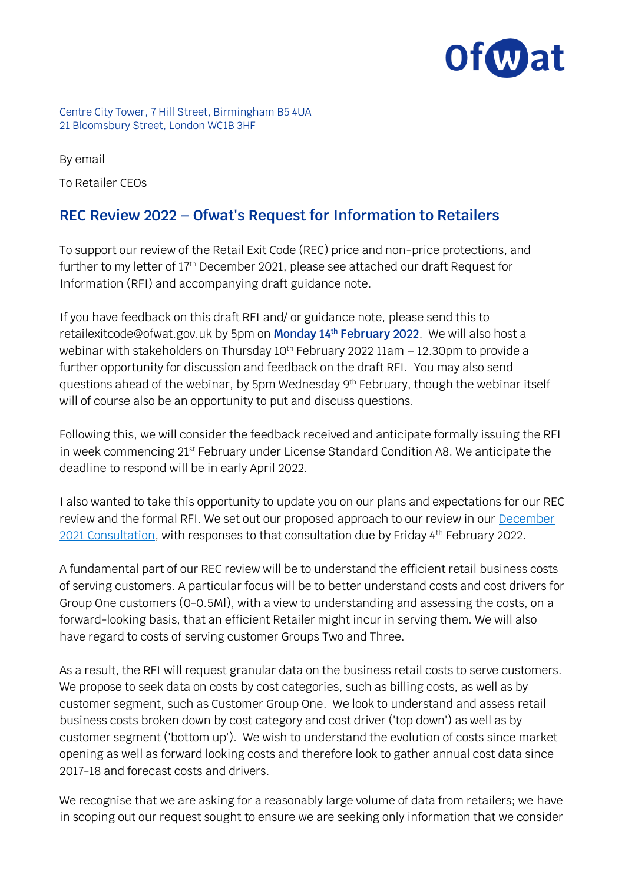Centre City Tower, 7 Hill Street, Birmingham B5 4UA
21 Bloomsbury Street, London WC1B 3HF

By email

To Retailer CEOs

## REC Review 2022 – Ofwat's Request for Information to Retailers

To support our review of the Retail Exit Code (REC) price and non-price protections, and further to my letter of 17th December 2021, please see attached our draft Request for Information (RFI) and accompanying draft guidance note.

If you have feedback on this draft RFI and/ or guidance note, please send this to retailexitcode@ofwat.gov.uk by 5pm on **Monday 14th February 2022**. We will also host a webinar with stakeholders on Thursday 10th February 2022 11am – 12.30pm to provide a further opportunity for discussion and feedback on the draft RFI. You may also send questions ahead of the webinar, by 5pm Wednesday 9th February, though the webinar itself will of course also be an opportunity to put and discuss questions.

Following this, we will consider the feedback received and anticipate formally issuing the RFI in week commencing 21st February under License Standard Condition A8. We anticipate the deadline to respond will be in early April 2022.

I also wanted to take this opportunity to update you on our plans and expectations for our REC review and the formal RFI. We set out our proposed approach to our review in our [December 2021 Consultation](), with responses to that consultation due by Friday 4th February 2022.

A fundamental part of our REC review will be to understand the efficient retail business costs of serving customers. A particular focus will be to better understand costs and cost drivers for Group One customers (0-0.5Ml), with a view to understanding and assessing the costs, on a forward-looking basis, that an efficient Retailer might incur in serving them. We will also have regard to costs of serving customer Groups Two and Three.

As a result, the RFI will request granular data on the business retail costs to serve customers. We propose to seek data on costs by cost categories, such as billing costs, as well as by customer segment, such as Customer Group One. We look to understand and assess retail business costs broken down by cost category and cost driver ('top down') as well as by customer segment ('bottom up'). We wish to understand the evolution of costs since market opening as well as forward looking costs and therefore look to gather annual cost data since 2017-18 and forecast costs and drivers.

We recognise that we are asking for a reasonably large volume of data from retailers; we have in scoping out our request sought to ensure we are seeking only information that we consider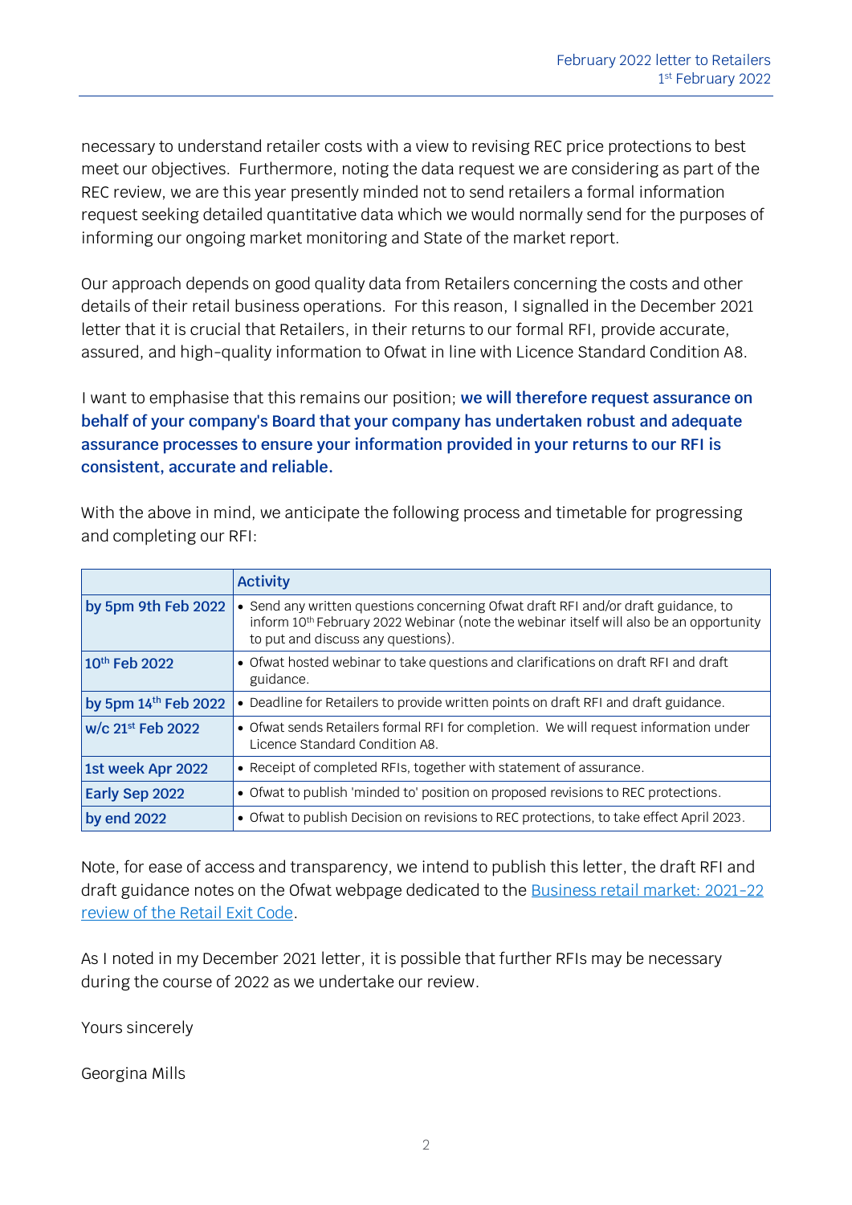necessary to understand retailer costs with a view to revising REC price protections to best meet our objectives. Furthermore, noting the data request we are considering as part of the REC review, we are this year presently minded not to send retailers a formal information request seeking detailed quantitative data which we would normally send for the purposes of informing our ongoing market monitoring and State of the market report.

Our approach depends on good quality data from Retailers concerning the costs and other details of their retail business operations. For this reason, I signalled in the December 2021 letter that it is crucial that Retailers, in their returns to our formal RFI, provide accurate, assured, and high-quality information to Ofwat in line with Licence Standard Condition A8.

I want to emphasise that this remains our position; **we will therefore request assurance on behalf of your company's Board that your company has undertaken robust and adequate assurance processes to ensure your information provided in your returns to our RFI is consistent, accurate and reliable.**

With the above in mind, we anticipate the following process and timetable for progressing and completing our RFI:

| | Activity |
|---|---|
| by 5pm 9th Feb 2022 | • Send any written questions concerning Ofwat draft RFI and/or draft guidance, to inform 10th February 2022 Webinar (note the webinar itself will also be an opportunity to put and discuss any questions). |
| 10th Feb 2022 | • Ofwat hosted webinar to take questions and clarifications on draft RFI and draft guidance. |
| by 5pm 14th Feb 2022 | • Deadline for Retailers to provide written points on draft RFI and draft guidance. |
| w/c 21st Feb 2022 | • Ofwat sends Retailers formal RFI for completion. We will request information under Licence Standard Condition A8. |
| 1st week Apr 2022 | • Receipt of completed RFIs, together with statement of assurance. |
| Early Sep 2022 | • Ofwat to publish 'minded to' position on proposed revisions to REC protections. |
| by end 2022 | • Ofwat to publish Decision on revisions to REC protections, to take effect April 2023. |

Note, for ease of access and transparency, we intend to publish this letter, the draft RFI and draft guidance notes on the Ofwat webpage dedicated to the Business retail market: 2021-22 review of the Retail Exit Code.

As I noted in my December 2021 letter, it is possible that further RFIs may be necessary during the course of 2022 as we undertake our review.

Yours sincerely

Georgina Mills